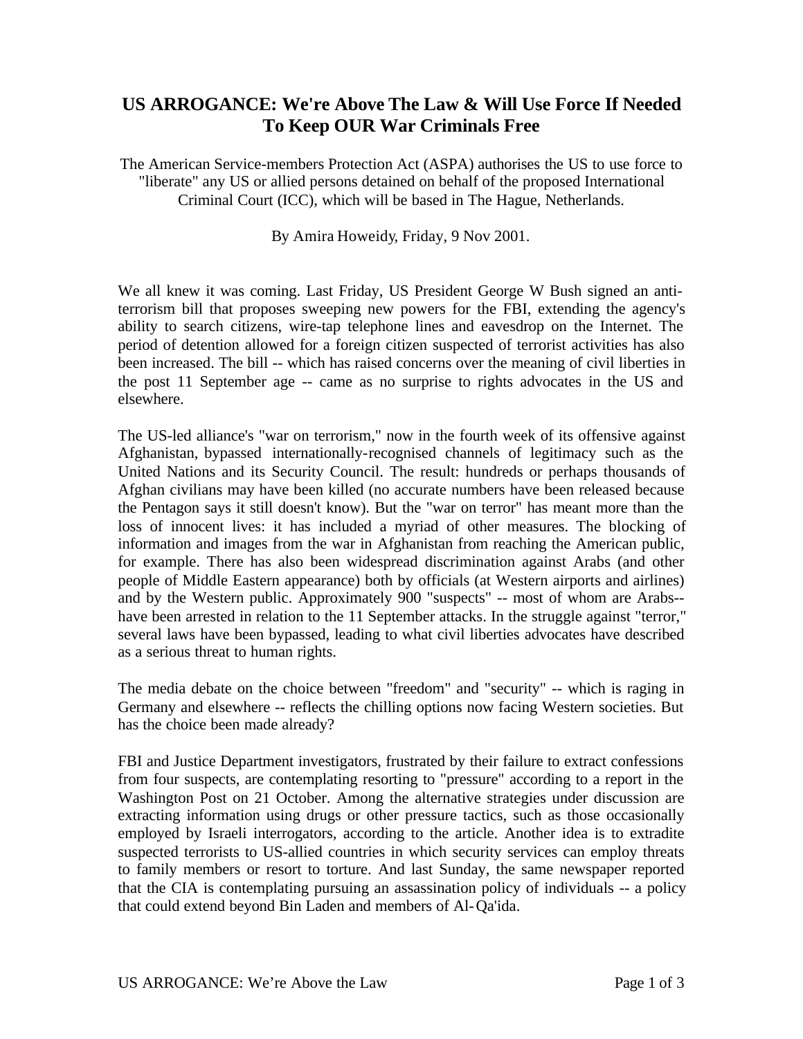# US ARROGANCE: We're Above The Law & Will Use Force If Needed To Keep OUR War Criminals Free

The American Service-members Protection Act (ASPA) authorises the US to use force to "liberate" any US or allied persons detained on behalf of the proposed International Criminal Court (ICC), which will be based in The Hague, Netherlands.

By Amira Howeidy, Friday, 9 Nov 2001.

We all knew it was coming. Last Friday, US President George W Bush signed an anti-terrorism bill that proposes sweeping new powers for the FBI, extending the agency's ability to search citizens, wire-tap telephone lines and eavesdrop on the Internet. The period of detention allowed for a foreign citizen suspected of terrorist activities has also been increased. The bill -- which has raised concerns over the meaning of civil liberties in the post 11 September age -- came as no surprise to rights advocates in the US and elsewhere.

The US-led alliance's "war on terrorism," now in the fourth week of its offensive against Afghanistan, bypassed internationally-recognised channels of legitimacy such as the United Nations and its Security Council. The result: hundreds or perhaps thousands of Afghan civilians may have been killed (no accurate numbers have been released because the Pentagon says it still doesn't know). But the "war on terror" has meant more than the loss of innocent lives: it has included a myriad of other measures. The blocking of information and images from the war in Afghanistan from reaching the American public, for example. There has also been widespread discrimination against Arabs (and other people of Middle Eastern appearance) both by officials (at Western airports and airlines) and by the Western public. Approximately 900 "suspects" -- most of whom are Arabs-- have been arrested in relation to the 11 September attacks. In the struggle against "terror," several laws have been bypassed, leading to what civil liberties advocates have described as a serious threat to human rights.

The media debate on the choice between "freedom" and "security" -- which is raging in Germany and elsewhere -- reflects the chilling options now facing Western societies. But has the choice been made already?

FBI and Justice Department investigators, frustrated by their failure to extract confessions from four suspects, are contemplating resorting to "pressure" according to a report in the Washington Post on 21 October. Among the alternative strategies under discussion are extracting information using drugs or other pressure tactics, such as those occasionally employed by Israeli interrogators, according to the article. Another idea is to extradite suspected terrorists to US-allied countries in which security services can employ threats to family members or resort to torture. And last Sunday, the same newspaper reported that the CIA is contemplating pursuing an assassination policy of individuals -- a policy that could extend beyond Bin Laden and members of Al-Qa'ida.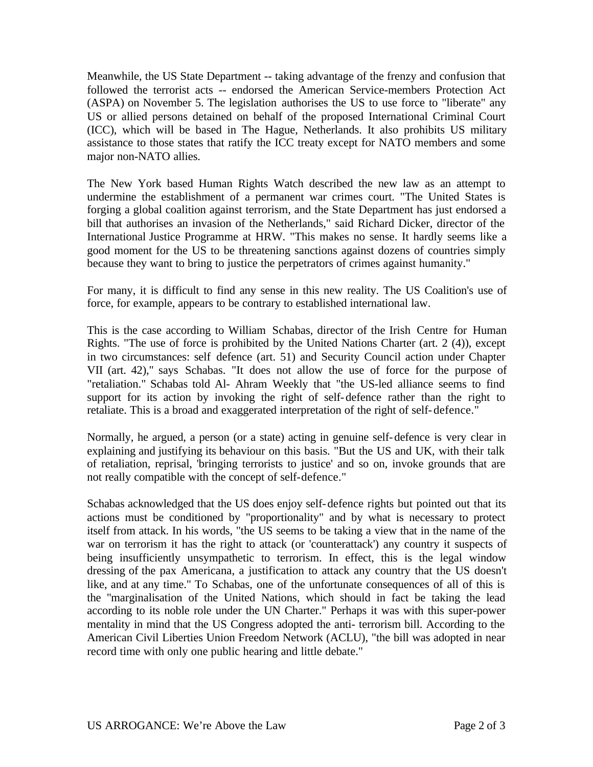Meanwhile, the US State Department -- taking advantage of the frenzy and confusion that followed the terrorist acts -- endorsed the American Service-members Protection Act (ASPA) on November 5. The legislation authorises the US to use force to "liberate" any US or allied persons detained on behalf of the proposed International Criminal Court (ICC), which will be based in The Hague, Netherlands. It also prohibits US military assistance to those states that ratify the ICC treaty except for NATO members and some major non-NATO allies.

The New York based Human Rights Watch described the new law as an attempt to undermine the establishment of a permanent war crimes court. "The United States is forging a global coalition against terrorism, and the State Department has just endorsed a bill that authorises an invasion of the Netherlands," said Richard Dicker, director of the International Justice Programme at HRW. "This makes no sense. It hardly seems like a good moment for the US to be threatening sanctions against dozens of countries simply because they want to bring to justice the perpetrators of crimes against humanity."

For many, it is difficult to find any sense in this new reality. The US Coalition's use of force, for example, appears to be contrary to established international law.

This is the case according to William Schabas, director of the Irish Centre for Human Rights. "The use of force is prohibited by the United Nations Charter (art. 2 (4)), except in two circumstances: self defence (art. 51) and Security Council action under Chapter VII (art. 42)," says Schabas. "It does not allow the use of force for the purpose of "retaliation." Schabas told Al- Ahram Weekly that "the US-led alliance seems to find support for its action by invoking the right of self-defence rather than the right to retaliate. This is a broad and exaggerated interpretation of the right of self-defence."

Normally, he argued, a person (or a state) acting in genuine self-defence is very clear in explaining and justifying its behaviour on this basis. "But the US and UK, with their talk of retaliation, reprisal, 'bringing terrorists to justice' and so on, invoke grounds that are not really compatible with the concept of self-defence."

Schabas acknowledged that the US does enjoy self-defence rights but pointed out that its actions must be conditioned by "proportionality" and by what is necessary to protect itself from attack. In his words, "the US seems to be taking a view that in the name of the war on terrorism it has the right to attack (or 'counterattack') any country it suspects of being insufficiently unsympathetic to terrorism. In effect, this is the legal window dressing of the pax Americana, a justification to attack any country that the US doesn't like, and at any time." To Schabas, one of the unfortunate consequences of all of this is the "marginalisation of the United Nations, which should in fact be taking the lead according to its noble role under the UN Charter." Perhaps it was with this super-power mentality in mind that the US Congress adopted the anti- terrorism bill. According to the American Civil Liberties Union Freedom Network (ACLU), "the bill was adopted in near record time with only one public hearing and little debate."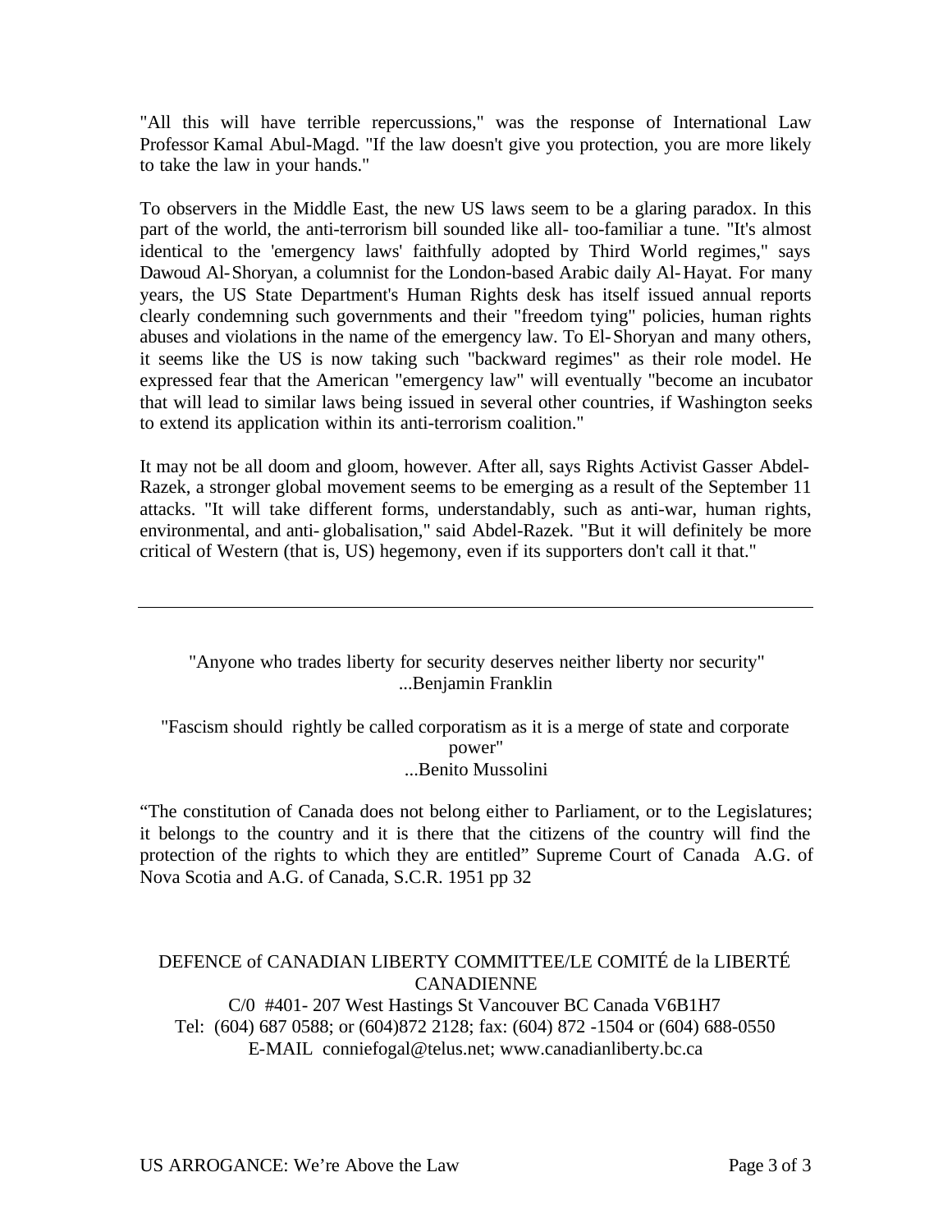"All this will have terrible repercussions," was the response of International Law Professor Kamal Abul-Magd. "If the law doesn't give you protection, you are more likely to take the law in your hands."

To observers in the Middle East, the new US laws seem to be a glaring paradox. In this part of the world, the anti-terrorism bill sounded like all- too-familiar a tune. "It's almost identical to the 'emergency laws' faithfully adopted by Third World regimes," says Dawoud Al-Shoryan, a columnist for the London-based Arabic daily Al-Hayat. For many years, the US State Department's Human Rights desk has itself issued annual reports clearly condemning such governments and their "freedom tying" policies, human rights abuses and violations in the name of the emergency law. To El-Shoryan and many others, it seems like the US is now taking such "backward regimes" as their role model. He expressed fear that the American "emergency law" will eventually "become an incubator that will lead to similar laws being issued in several other countries, if Washington seeks to extend its application within its anti-terrorism coalition."

It may not be all doom and gloom, however. After all, says Rights Activist Gasser Abdel-Razek, a stronger global movement seems to be emerging as a result of the September 11 attacks. "It will take different forms, understandably, such as anti-war, human rights, environmental, and anti-globalisation," said Abdel-Razek. "But it will definitely be more critical of Western (that is, US) hegemony, even if its supporters don't call it that."

---

"Anyone who trades liberty for security deserves neither liberty nor security"
...Benjamin Franklin

"Fascism should rightly be called corporatism as it is a merge of state and corporate power"
...Benito Mussolini

"The constitution of Canada does not belong either to Parliament, or to the Legislatures; it belongs to the country and it is there that the citizens of the country will find the protection of the rights to which they are entitled" Supreme Court of Canada A.G. of Nova Scotia and A.G. of Canada, S.C.R. 1951 pp 32

DEFENCE of CANADIAN LIBERTY COMMITTEE/LE COMITÉ de la LIBERTÉ CANADIENNE
C/0 #401- 207 West Hastings St Vancouver BC Canada V6B1H7
Tel: (604) 687 0588; or (604)872 2128; fax: (604) 872 -1504 or (604) 688-0550
E-MAIL conniefogal@telus.net; www.canadianliberty.bc.ca